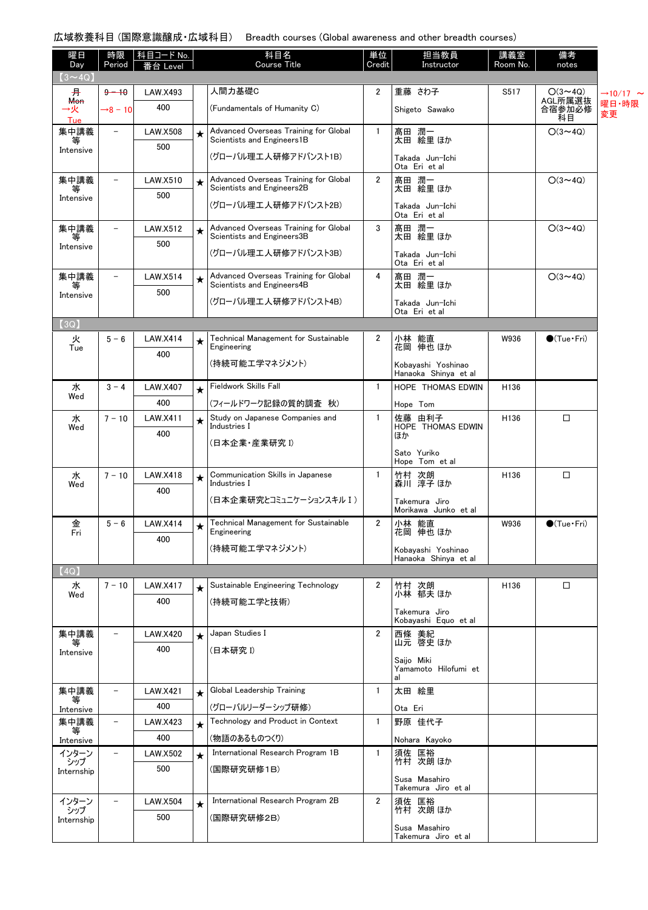広域教養科目 (国際意識醸成・広域科目)　Breadth courses (Global awareness and other breadth courses)

| 曜日 Day | 時限 Period | 科目コード No. 番台 Level | | 科目名 Course Title | 単位 Credit | 担当教員 Instructor | 講義室 Room No. | 備考 notes |
|---|---|---|---|---|---|---|---|---|
| 【3～4Q】 | | | | | | | | |
| ~~月 Mon~~ →火 Tue | ~~9－10~~ →8－10 | LAW.X493 400 | | 人間力基礎C (Fundamentals of Humanity C) | 2 | 重藤 さわ子 Shigeto Sawako | S517 | ○(3～4Q) AGL所属選抜合宿参加必修科目 →10/17 ～ 曜日・時限変更 |
| 集中講義等 Intensive | － | LAW.X508 500 | ★ | Advanced Overseas Training for Global Scientists and Engineers1B (グローバル理工人研修アドバンスト1B) | 1 | 髙田 潤一 太田 絵里 ほか Takada Jun-Ichi Ota Eri et al | | ○(3～4Q) |
| 集中講義等 Intensive | － | LAW.X510 500 | ★ | Advanced Overseas Training for Global Scientists and Engineers2B (グローバル理工人研修アドバンスト2B) | 2 | 髙田 潤一 太田 絵里 ほか Takada Jun-Ichi Ota Eri et al | | ○(3～4Q) |
| 集中講義等 Intensive | － | LAW.X512 500 | ★ | Advanced Overseas Training for Global Scientists and Engineers3B (グローバル理工人研修アドバンスト3B) | 3 | 髙田 潤一 太田 絵里 ほか Takada Jun-Ichi Ota Eri et al | | ○(3～4Q) |
| 集中講義等 Intensive | － | LAW.X514 500 | ★ | Advanced Overseas Training for Global Scientists and Engineers4B (グローバル理工人研修アドバンスト4B) | 4 | 髙田 潤一 太田 絵里 ほか Takada Jun-Ichi Ota Eri et al | | ○(3～4Q) |
| 【3Q】 | | | | | | | | |
| 火 Tue | 5－6 | LAW.X414 400 | ★ | Technical Management for Sustainable Engineering (持続可能工学マネジメント) | 2 | 小林 能直 花岡 伸也 ほか Kobayashi Yoshinao Hanaoka Shinya et al | W936 | ●(Tue・Fri) |
| 水 Wed | 3－4 | LAW.X407 400 | ★ | Fieldwork Skills Fall (フィールドワーク記録の質的調査 秋) | 1 | HOPE THOMAS EDWIN Hope Tom | H136 | |
| 水 Wed | 7－10 | LAW.X411 400 | ★ | Study on Japanese Companies and Industries I (日本企業・産業研究 I) | 1 | 佐藤 由利子 HOPE THOMAS EDWIN ほか Sato Yuriko Hope Tom et al | H136 | □ |
| 水 Wed | 7－10 | LAW.X418 400 | ★ | Communication Skills in Japanese Industries I (日本企業研究とコミュニケーションスキル I ) | 1 | 竹村 次朗 森川 淳子 ほか Takemura Jiro Morikawa Junko et al | H136 | □ |
| 金 Fri | 5－6 | LAW.X414 400 | ★ | Technical Management for Sustainable Engineering (持続可能工学マネジメント) | 2 | 小林 能直 花岡 伸也 ほか Kobayashi Yoshinao Hanaoka Shinya et al | W936 | ●(Tue・Fri) |
| 【4Q】 | | | | | | | | |
| 水 Wed | 7－10 | LAW.X417 400 | ★ | Sustainable Engineering Technology (持続可能工学と技術) | 2 | 竹村 次朗 小林 郁夫 ほか Takemura Jiro Kobayashi Equo et al | H136 | □ |
| 集中講義等 Intensive | － | LAW.X420 400 | ★ | Japan Studies I (日本研究 I) | 2 | 西條 美紀 山元 啓史 ほか Saijo Miki Yamamoto Hilofumi et al | | |
| 集中講義等 Intensive | － | LAW.X421 400 | ★ | Global Leadership Training (グローバルリーダーシップ研修) | 1 | 太田 絵里 Ota Eri | | |
| 集中講義等 Intensive | － | LAW.X423 400 | ★ | Technology and Product in Context (物語のあるものつくり) | 1 | 野原 佳代子 Nohara Kayoko | | |
| インターンシップ Internship | － | LAW.X502 500 | ★ | International Research Program 1B (国際研究研修1B) | 1 | 須佐 匡裕 竹村 次朗 ほか Susa Masahiro Takemura Jiro et al | | |
| インターンシップ Internship | － | LAW.X504 500 | ★ | International Research Program 2B (国際研究研修2B) | 2 | 須佐 匡裕 竹村 次朗 ほか Susa Masahiro Takemura Jiro et al | | |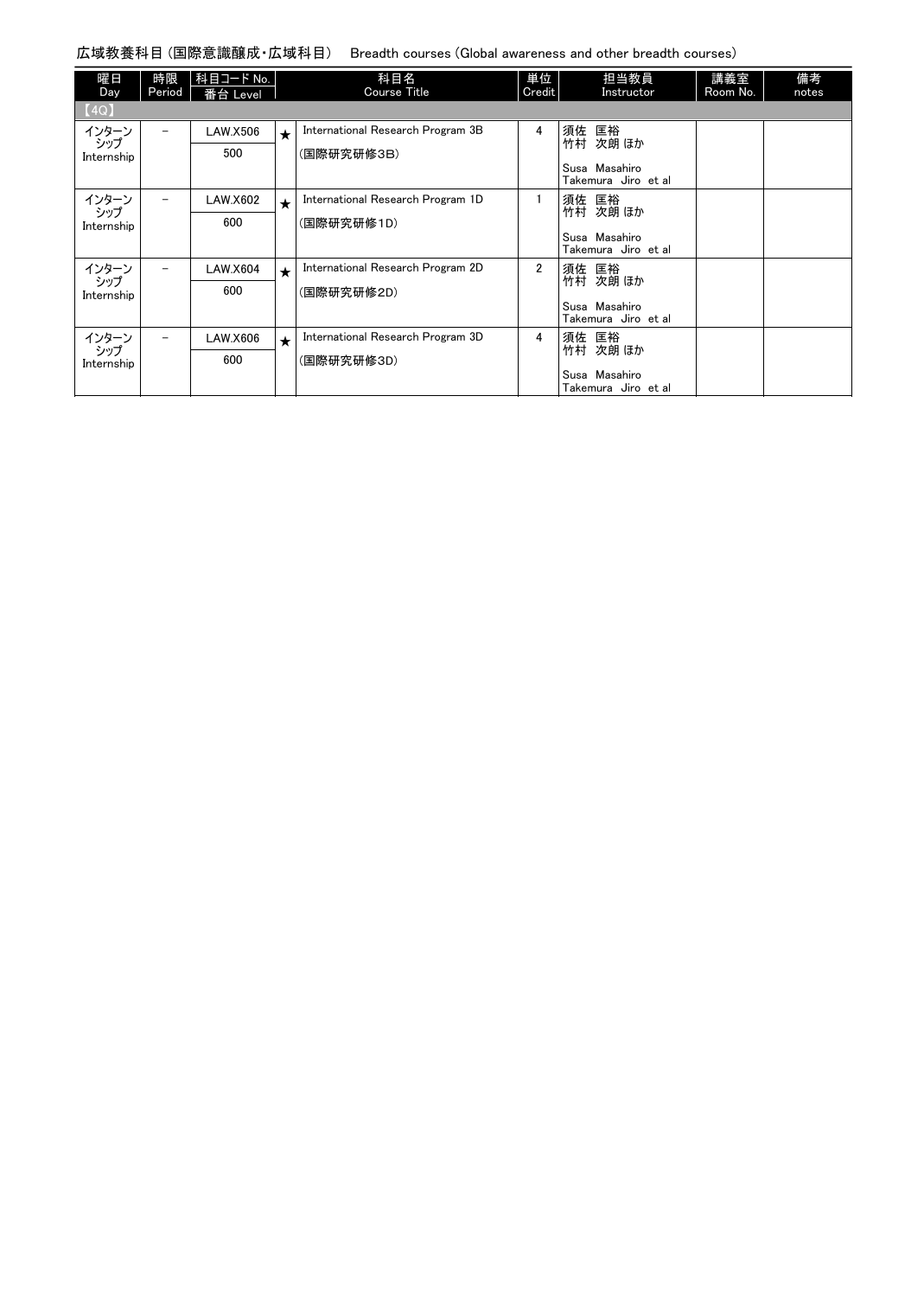広域教養科目 (国際意識醸成・広域科目)　Breadth courses (Global awareness and other breadth courses)

| 曜日 Day | 時限 Period | 科目コード No. 番台 Level | | 科目名 Course Title | 単位 Credit | 担当教員 Instructor | 講義室 Room No. | 備考 notes |
|---|---|---|---|---|---|---|---|---|
| 【4Q】 | | | | | | | | |
| インターンシップ Internship | – | LAW.X506 500 | ★ | International Research Program 3B (国際研究研修3B) | 4 | 須佐 匡裕 竹村 次朗 ほか Susa Masahiro Takemura Jiro et al | | |
| インターンシップ Internship | – | LAW.X602 600 | ★ | International Research Program 1D (国際研究研修1D) | 1 | 須佐 匡裕 竹村 次朗 ほか Susa Masahiro Takemura Jiro et al | | |
| インターンシップ Internship | – | LAW.X604 600 | ★ | International Research Program 2D (国際研究研修2D) | 2 | 須佐 匡裕 竹村 次朗 ほか Susa Masahiro Takemura Jiro et al | | |
| インターンシップ Internship | – | LAW.X606 600 | ★ | International Research Program 3D (国際研究研修3D) | 4 | 須佐 匡裕 竹村 次朗 ほか Susa Masahiro Takemura Jiro et al | | |